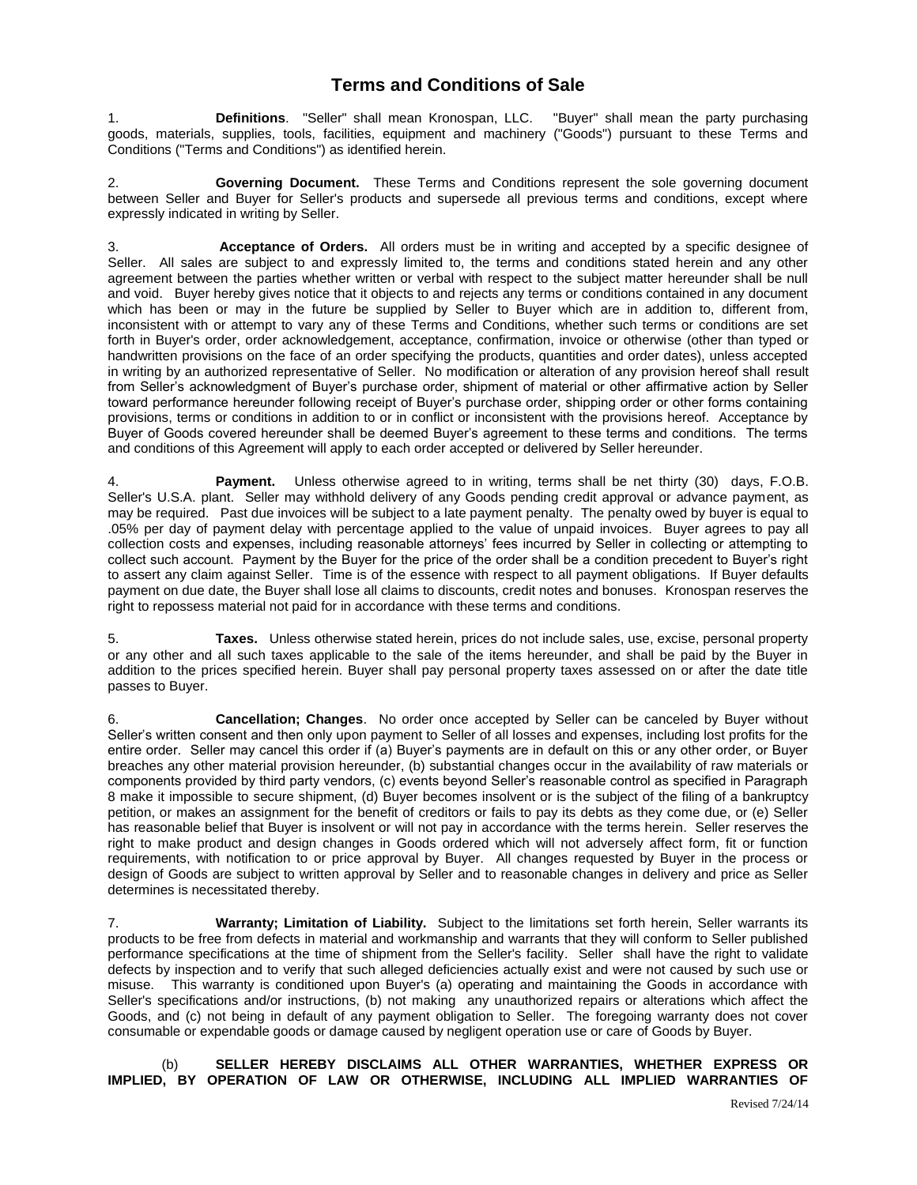# Terms and Conditions of Sale

1. **Definitions**. "Seller" shall mean Kronospan, LLC. "Buyer" shall mean the party purchasing goods, materials, supplies, tools, facilities, equipment and machinery ("Goods") pursuant to these Terms and Conditions ("Terms and Conditions") as identified herein.

2. **Governing Document.** These Terms and Conditions represent the sole governing document between Seller and Buyer for Seller's products and supersede all previous terms and conditions, except where expressly indicated in writing by Seller.

3. **Acceptance of Orders.** All orders must be in writing and accepted by a specific designee of Seller. All sales are subject to and expressly limited to, the terms and conditions stated herein and any other agreement between the parties whether written or verbal with respect to the subject matter hereunder shall be null and void. Buyer hereby gives notice that it objects to and rejects any terms or conditions contained in any document which has been or may in the future be supplied by Seller to Buyer which are in addition to, different from, inconsistent with or attempt to vary any of these Terms and Conditions, whether such terms or conditions are set forth in Buyer's order, order acknowledgement, acceptance, confirmation, invoice or otherwise (other than typed or handwritten provisions on the face of an order specifying the products, quantities and order dates), unless accepted in writing by an authorized representative of Seller. No modification or alteration of any provision hereof shall result from Seller's acknowledgment of Buyer's purchase order, shipment of material or other affirmative action by Seller toward performance hereunder following receipt of Buyer's purchase order, shipping order or other forms containing provisions, terms or conditions in addition to or in conflict or inconsistent with the provisions hereof. Acceptance by Buyer of Goods covered hereunder shall be deemed Buyer's agreement to these terms and conditions. The terms and conditions of this Agreement will apply to each order accepted or delivered by Seller hereunder.

4. **Payment.** Unless otherwise agreed to in writing, terms shall be net thirty (30) days, F.O.B. Seller's U.S.A. plant. Seller may withhold delivery of any Goods pending credit approval or advance payment, as may be required. Past due invoices will be subject to a late payment penalty. The penalty owed by buyer is equal to .05% per day of payment delay with percentage applied to the value of unpaid invoices. Buyer agrees to pay all collection costs and expenses, including reasonable attorneys' fees incurred by Seller in collecting or attempting to collect such account. Payment by the Buyer for the price of the order shall be a condition precedent to Buyer's right to assert any claim against Seller. Time is of the essence with respect to all payment obligations. If Buyer defaults payment on due date, the Buyer shall lose all claims to discounts, credit notes and bonuses. Kronospan reserves the right to repossess material not paid for in accordance with these terms and conditions.

5. **Taxes.** Unless otherwise stated herein, prices do not include sales, use, excise, personal property or any other and all such taxes applicable to the sale of the items hereunder, and shall be paid by the Buyer in addition to the prices specified herein. Buyer shall pay personal property taxes assessed on or after the date title passes to Buyer.

6. **Cancellation; Changes**. No order once accepted by Seller can be canceled by Buyer without Seller's written consent and then only upon payment to Seller of all losses and expenses, including lost profits for the entire order. Seller may cancel this order if (a) Buyer's payments are in default on this or any other order, or Buyer breaches any other material provision hereunder, (b) substantial changes occur in the availability of raw materials or components provided by third party vendors, (c) events beyond Seller's reasonable control as specified in Paragraph 8 make it impossible to secure shipment, (d) Buyer becomes insolvent or is the subject of the filing of a bankruptcy petition, or makes an assignment for the benefit of creditors or fails to pay its debts as they come due, or (e) Seller has reasonable belief that Buyer is insolvent or will not pay in accordance with the terms herein. Seller reserves the right to make product and design changes in Goods ordered which will not adversely affect form, fit or function requirements, with notification to or price approval by Buyer. All changes requested by Buyer in the process or design of Goods are subject to written approval by Seller and to reasonable changes in delivery and price as Seller determines is necessitated thereby.

7. **Warranty; Limitation of Liability.** Subject to the limitations set forth herein, Seller warrants its products to be free from defects in material and workmanship and warrants that they will conform to Seller published performance specifications at the time of shipment from the Seller's facility. Seller shall have the right to validate defects by inspection and to verify that such alleged deficiencies actually exist and were not caused by such use or misuse. This warranty is conditioned upon Buyer's (a) operating and maintaining the Goods in accordance with Seller's specifications and/or instructions, (b) not making any unauthorized repairs or alterations which affect the Goods, and (c) not being in default of any payment obligation to Seller. The foregoing warranty does not cover consumable or expendable goods or damage caused by negligent operation use or care of Goods by Buyer.

(b) **SELLER HEREBY DISCLAIMS ALL OTHER WARRANTIES, WHETHER EXPRESS OR IMPLIED, BY OPERATION OF LAW OR OTHERWISE, INCLUDING ALL IMPLIED WARRANTIES OF**

Revised 7/24/14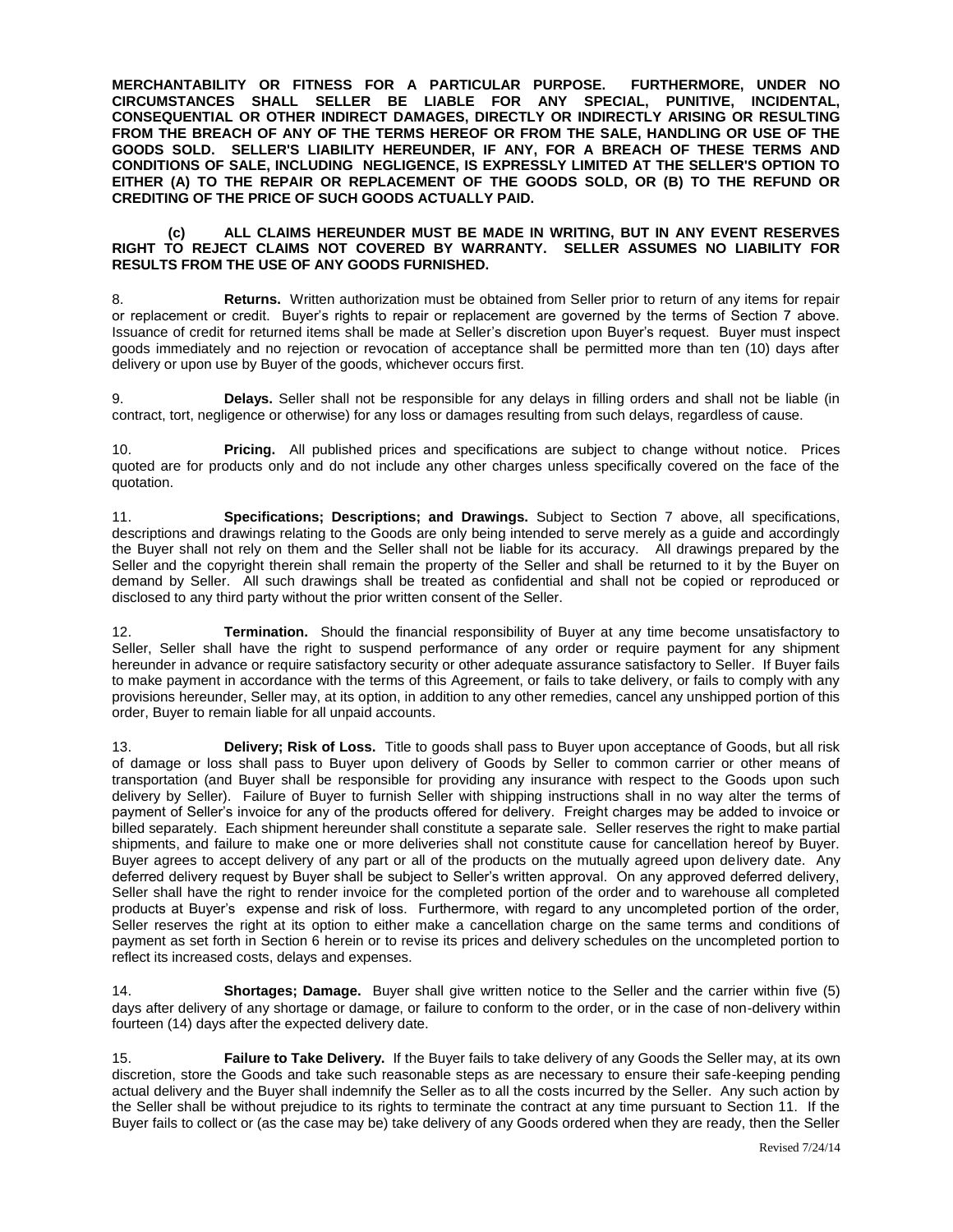**MERCHANTABILITY OR FITNESS FOR A PARTICULAR PURPOSE. FURTHERMORE, UNDER NO CIRCUMSTANCES SHALL SELLER BE LIABLE FOR ANY SPECIAL, PUNITIVE, INCIDENTAL, CONSEQUENTIAL OR OTHER INDIRECT DAMAGES, DIRECTLY OR INDIRECTLY ARISING OR RESULTING FROM THE BREACH OF ANY OF THE TERMS HEREOF OR FROM THE SALE, HANDLING OR USE OF THE GOODS SOLD. SELLER'S LIABILITY HEREUNDER, IF ANY, FOR A BREACH OF THESE TERMS AND CONDITIONS OF SALE, INCLUDING NEGLIGENCE, IS EXPRESSLY LIMITED AT THE SELLER'S OPTION TO EITHER (A) TO THE REPAIR OR REPLACEMENT OF THE GOODS SOLD, OR (B) TO THE REFUND OR CREDITING OF THE PRICE OF SUCH GOODS ACTUALLY PAID.**

**(c) ALL CLAIMS HEREUNDER MUST BE MADE IN WRITING, BUT IN ANY EVENT RESERVES RIGHT TO REJECT CLAIMS NOT COVERED BY WARRANTY. SELLER ASSUMES NO LIABILITY FOR RESULTS FROM THE USE OF ANY GOODS FURNISHED.**

8. **Returns.** Written authorization must be obtained from Seller prior to return of any items for repair or replacement or credit. Buyer's rights to repair or replacement are governed by the terms of Section 7 above. Issuance of credit for returned items shall be made at Seller's discretion upon Buyer's request. Buyer must inspect goods immediately and no rejection or revocation of acceptance shall be permitted more than ten (10) days after delivery or upon use by Buyer of the goods, whichever occurs first.

9. **Delays.** Seller shall not be responsible for any delays in filling orders and shall not be liable (in contract, tort, negligence or otherwise) for any loss or damages resulting from such delays, regardless of cause.

10. **Pricing.** All published prices and specifications are subject to change without notice. Prices quoted are for products only and do not include any other charges unless specifically covered on the face of the quotation.

11. **Specifications; Descriptions; and Drawings.** Subject to Section 7 above, all specifications, descriptions and drawings relating to the Goods are only being intended to serve merely as a guide and accordingly the Buyer shall not rely on them and the Seller shall not be liable for its accuracy. All drawings prepared by the Seller and the copyright therein shall remain the property of the Seller and shall be returned to it by the Buyer on demand by Seller. All such drawings shall be treated as confidential and shall not be copied or reproduced or disclosed to any third party without the prior written consent of the Seller.

12. **Termination.** Should the financial responsibility of Buyer at any time become unsatisfactory to Seller, Seller shall have the right to suspend performance of any order or require payment for any shipment hereunder in advance or require satisfactory security or other adequate assurance satisfactory to Seller. If Buyer fails to make payment in accordance with the terms of this Agreement, or fails to take delivery, or fails to comply with any provisions hereunder, Seller may, at its option, in addition to any other remedies, cancel any unshipped portion of this order, Buyer to remain liable for all unpaid accounts.

13. **Delivery; Risk of Loss.** Title to goods shall pass to Buyer upon acceptance of Goods, but all risk of damage or loss shall pass to Buyer upon delivery of Goods by Seller to common carrier or other means of transportation (and Buyer shall be responsible for providing any insurance with respect to the Goods upon such delivery by Seller). Failure of Buyer to furnish Seller with shipping instructions shall in no way alter the terms of payment of Seller's invoice for any of the products offered for delivery. Freight charges may be added to invoice or billed separately. Each shipment hereunder shall constitute a separate sale. Seller reserves the right to make partial shipments, and failure to make one or more deliveries shall not constitute cause for cancellation hereof by Buyer. Buyer agrees to accept delivery of any part or all of the products on the mutually agreed upon delivery date. Any deferred delivery request by Buyer shall be subject to Seller's written approval. On any approved deferred delivery, Seller shall have the right to render invoice for the completed portion of the order and to warehouse all completed products at Buyer's expense and risk of loss. Furthermore, with regard to any uncompleted portion of the order, Seller reserves the right at its option to either make a cancellation charge on the same terms and conditions of payment as set forth in Section 6 herein or to revise its prices and delivery schedules on the uncompleted portion to reflect its increased costs, delays and expenses.

14. **Shortages; Damage.** Buyer shall give written notice to the Seller and the carrier within five (5) days after delivery of any shortage or damage, or failure to conform to the order, or in the case of non-delivery within fourteen (14) days after the expected delivery date.

15. **Failure to Take Delivery.** If the Buyer fails to take delivery of any Goods the Seller may, at its own discretion, store the Goods and take such reasonable steps as are necessary to ensure their safe-keeping pending actual delivery and the Buyer shall indemnify the Seller as to all the costs incurred by the Seller. Any such action by the Seller shall be without prejudice to its rights to terminate the contract at any time pursuant to Section 11. If the Buyer fails to collect or (as the case may be) take delivery of any Goods ordered when they are ready, then the Seller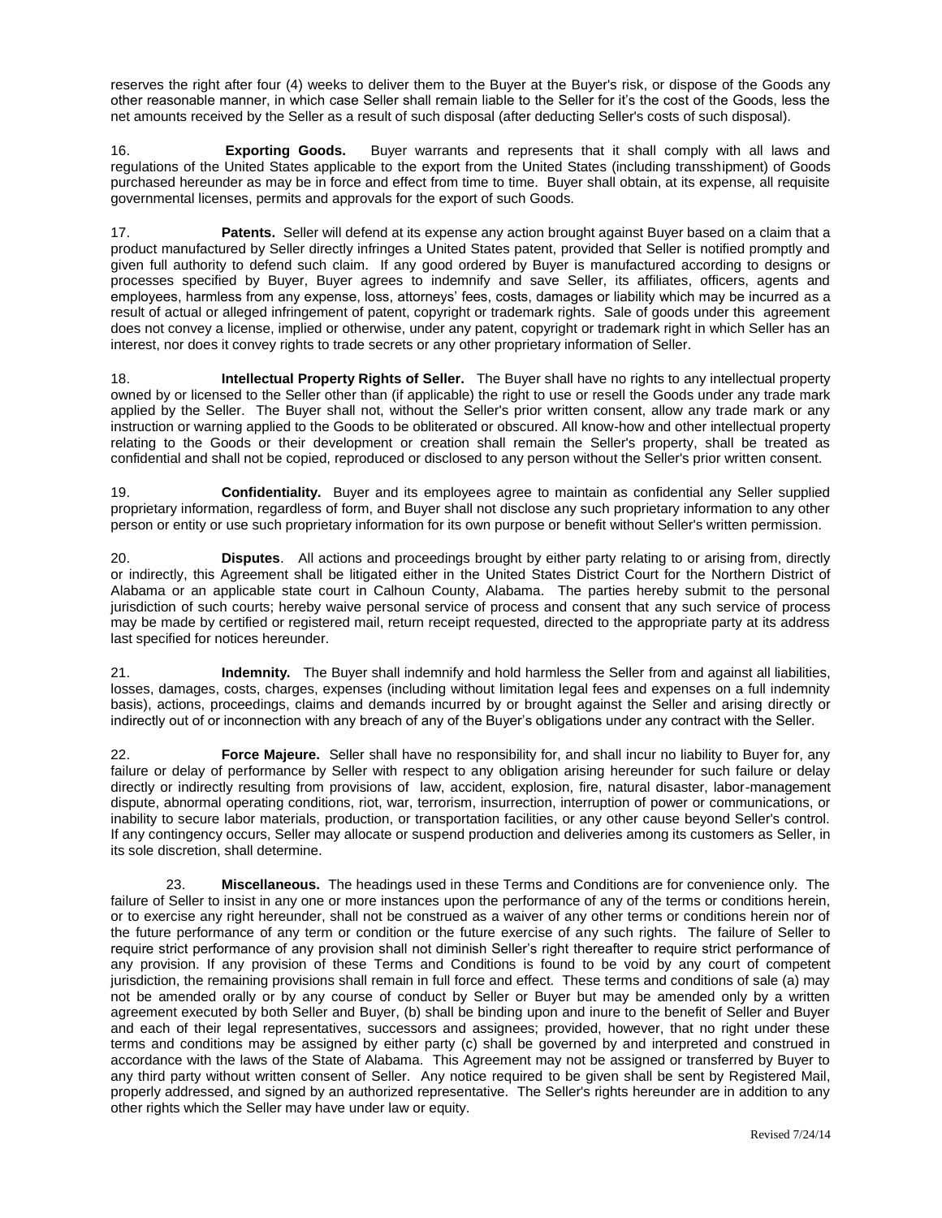reserves the right after four (4) weeks to deliver them to the Buyer at the Buyer's risk, or dispose of the Goods any other reasonable manner, in which case Seller shall remain liable to the Seller for it's the cost of the Goods, less the net amounts received by the Seller as a result of such disposal (after deducting Seller's costs of such disposal).

16. **Exporting Goods.** Buyer warrants and represents that it shall comply with all laws and regulations of the United States applicable to the export from the United States (including transshipment) of Goods purchased hereunder as may be in force and effect from time to time. Buyer shall obtain, at its expense, all requisite governmental licenses, permits and approvals for the export of such Goods.

17. **Patents.** Seller will defend at its expense any action brought against Buyer based on a claim that a product manufactured by Seller directly infringes a United States patent, provided that Seller is notified promptly and given full authority to defend such claim. If any good ordered by Buyer is manufactured according to designs or processes specified by Buyer, Buyer agrees to indemnify and save Seller, its affiliates, officers, agents and employees, harmless from any expense, loss, attorneys' fees, costs, damages or liability which may be incurred as a result of actual or alleged infringement of patent, copyright or trademark rights. Sale of goods under this agreement does not convey a license, implied or otherwise, under any patent, copyright or trademark right in which Seller has an interest, nor does it convey rights to trade secrets or any other proprietary information of Seller.

18. **Intellectual Property Rights of Seller.** The Buyer shall have no rights to any intellectual property owned by or licensed to the Seller other than (if applicable) the right to use or resell the Goods under any trade mark applied by the Seller. The Buyer shall not, without the Seller's prior written consent, allow any trade mark or any instruction or warning applied to the Goods to be obliterated or obscured. All know-how and other intellectual property relating to the Goods or their development or creation shall remain the Seller's property, shall be treated as confidential and shall not be copied, reproduced or disclosed to any person without the Seller's prior written consent.

19. **Confidentiality.** Buyer and its employees agree to maintain as confidential any Seller supplied proprietary information, regardless of form, and Buyer shall not disclose any such proprietary information to any other person or entity or use such proprietary information for its own purpose or benefit without Seller's written permission.

20. **Disputes**. All actions and proceedings brought by either party relating to or arising from, directly or indirectly, this Agreement shall be litigated either in the United States District Court for the Northern District of Alabama or an applicable state court in Calhoun County, Alabama. The parties hereby submit to the personal jurisdiction of such courts; hereby waive personal service of process and consent that any such service of process may be made by certified or registered mail, return receipt requested, directed to the appropriate party at its address last specified for notices hereunder.

21. **Indemnity.** The Buyer shall indemnify and hold harmless the Seller from and against all liabilities, losses, damages, costs, charges, expenses (including without limitation legal fees and expenses on a full indemnity basis), actions, proceedings, claims and demands incurred by or brought against the Seller and arising directly or indirectly out of or inconnection with any breach of any of the Buyer's obligations under any contract with the Seller.

22. **Force Majeure.** Seller shall have no responsibility for, and shall incur no liability to Buyer for, any failure or delay of performance by Seller with respect to any obligation arising hereunder for such failure or delay directly or indirectly resulting from provisions of law, accident, explosion, fire, natural disaster, labor-management dispute, abnormal operating conditions, riot, war, terrorism, insurrection, interruption of power or communications, or inability to secure labor materials, production, or transportation facilities, or any other cause beyond Seller's control. If any contingency occurs, Seller may allocate or suspend production and deliveries among its customers as Seller, in its sole discretion, shall determine.

23. **Miscellaneous.** The headings used in these Terms and Conditions are for convenience only. The failure of Seller to insist in any one or more instances upon the performance of any of the terms or conditions herein, or to exercise any right hereunder, shall not be construed as a waiver of any other terms or conditions herein nor of the future performance of any term or condition or the future exercise of any such rights. The failure of Seller to require strict performance of any provision shall not diminish Seller's right thereafter to require strict performance of any provision. If any provision of these Terms and Conditions is found to be void by any court of competent jurisdiction, the remaining provisions shall remain in full force and effect. These terms and conditions of sale (a) may not be amended orally or by any course of conduct by Seller or Buyer but may be amended only by a written agreement executed by both Seller and Buyer, (b) shall be binding upon and inure to the benefit of Seller and Buyer and each of their legal representatives, successors and assignees; provided, however, that no right under these terms and conditions may be assigned by either party (c) shall be governed by and interpreted and construed in accordance with the laws of the State of Alabama. This Agreement may not be assigned or transferred by Buyer to any third party without written consent of Seller. Any notice required to be given shall be sent by Registered Mail, properly addressed, and signed by an authorized representative. The Seller's rights hereunder are in addition to any other rights which the Seller may have under law or equity.

Revised 7/24/14